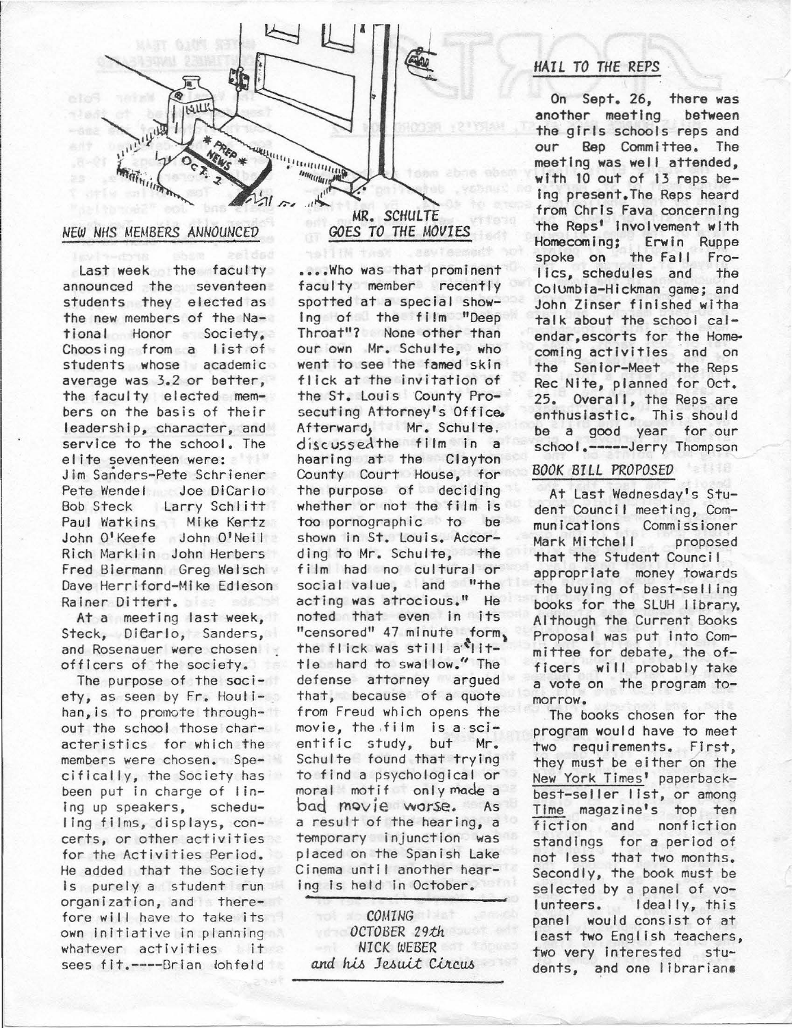## NEW NHS MEMBERS ANNOUNCED

Last week the faculty announced the seventeen students they elected as the new members of the National Honor Society. Choosing from a list of students whose academic average was 3.2 or better, the faculty elected members on the basis of their leadership, character, and service to the school. The elite seventeen were:

Jim Sanders-Pete Schriener
Pete Wendel Joe DiCarlo
Bob Steck Larry Schlitt
Paul Watkins Mike Kertz
John O'Keefe John O'Neil
Rich Marklin John Herbers
Fred Biermann Greg Welsch
Dave Herriford-Mike Edleson
Rainer Dittert.

At a meeting last week, Steck, DiCarlo, Sanders, and Rosenauer were chosen officers of the society.

The purpose of the society, as seen by Fr. Houlihan, is to promote throughout the school those characteristics for which the members were chosen. Specifically, the Society has been put in charge of lining up speakers, scheduling films, displays, concerts, or other activities for the Activities Period. He added that the Society is purely a student run organization, and therefore will have to take its own initiative in planning whatever activities it sees fit.----Brian Wohlfeld

## MR. SCHULTE GOES TO THE MOVIES

....Who was that prominent faculty member recently spotted at a special showing of the film "Deep Throat"? None other than our own Mr. Schulte, who went to see the famed skin flick at the invitation of the St. Louis County Prosecuting Attorney's Office. Afterward, Mr. Schulte discussed the film in a hearing at the Clayton County Court House, for the purpose of deciding whether or not the film is too pornographic to be shown in St. Louis. According to Mr. Schulte, the film had no cultural or social value, and "the acting was atrocious." He noted that even in its "censored" 47 minute form, the flick was still a "little hard to swallow." The defense attorney argued that, because of a quote from Freud which opens the movie, the film is a scientific study, but Mr. Schulte found that trying to find a psychological or moral motif only made a bad movie worse. As a result of the hearing, a temporary injunction was placed on the Spanish Lake Cinema until another hearing is held in October.

*COMING*
*OCTOBER 29th*
*NICK WEBER*
*and his Jesuit Circus*

## HAIL TO THE REPS

On Sept. 26, there was another meeting between the girls schools reps and our Rep Committee. The meeting was well attended, with 10 out of 13 reps being present. The Reps heard from Chris Fava concerning the Reps' involvement with Homecoming; Erwin Ruppe spoke on the Fall Frolics, schedules and the Columbia-Hickman game; and John Zinser finished with a talk about the school calendar, escorts for the Homecoming activities and on the Senior-Meet the Reps Rec Nite, planned for Oct. 25. Overall, the Reps are enthusiastic. This should be a good year for our school.-----Jerry Thompson

## BOOK BILL PROPOSED

At Last Wednesday's Student Council meeting, Communications Commissioner Mark Mitchell proposed that the Student Council appropriate money towards the buying of best-selling books for the SLUH library. Although the Current Books Proposal was put into Committee for debate, the officers will probably take a vote on the program tomorrow.

The books chosen for the program would have to meet two requirements. First, they must be either on the New York Times' paperback-best-seller list, or among Time magazine's top ten fiction and nonfiction standings for a period of not less that two months. Secondly, the book must be selected by a panel of volunteers. Ideally, this panel would consist of at least two English teachers, two very interested students, and one librarian.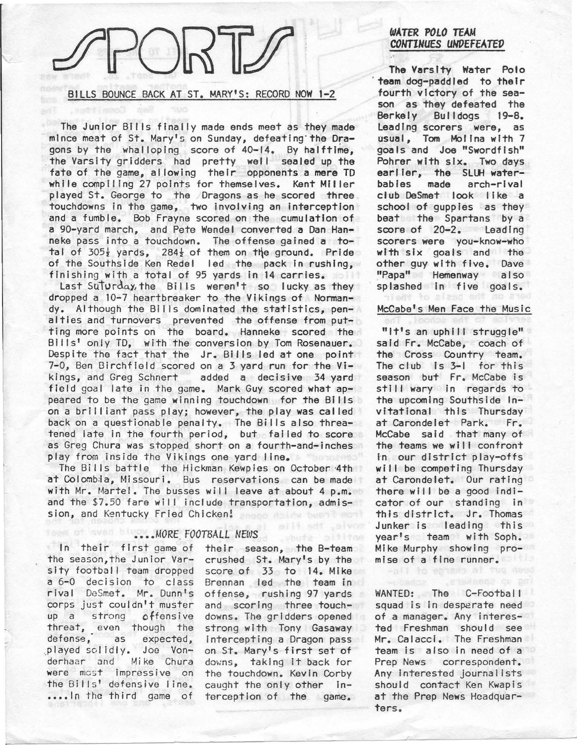# SPORTS

## BILLS BOUNCE BACK AT ST. MARY'S: RECORD NOW 1-2

The Junior Bills finally made ends meet as they made mince meat of St. Mary's on Sunday, defeating the Dragons by the whalloping score of 40-14. By halftime, the Varsity gridders had pretty well sealed up the fate of the game, allowing their opponents a mere TD while compiling 27 points for themselves. Kent Miller played St. George to the Dragons as he scored three touchdowns in the game, two involving an interception and a fumble. Bob Frayne scored on the cumulation of a 90-yard march, and Pete Wendel converted a Dan Hanneke pass into a touchdown. The offense gained a total of 305½ yards, 284½ of them on the ground. Pride of the Southside Ken Redel led the pack in rushing, finishing with a total of 95 yards in 14 carries.

Last Saturday, the Bills weren't so lucky as they dropped a 10-7 heartbreaker to the Vikings of Normandy. Although the Bills dominated the statistics, penalties and turnovers prevented the offense from putting more points on the board. Hanneke scored the Bills' only TD, with the conversion by Tom Rosenauer. Despite the fact that the Jr. Bills led at one point 7-0, Ben Birchfield scored on a 3 yard run for the Vikings, and Greg Schnert added a decisive 34 yard field goal late in the game. Mark Guy scored what appeared to be the game winning touchdown for the Bills on a brilliant pass play; however, the play was called back on a questionable penalty. The Bills also threatened late in the fourth period, but failed to score as Greg Chura was stopped short on a fourth-and-inches play from inside the Vikings one yard line.

The Bills battle the Hickman Kewpies on October 4th at Colombia, Missouri. Bus reservations can be made with Mr. Martel. The busses will leave at about 4 p.m. and the $7.50 fare will include transportation, admission, and Kentucky Fried Chicken!

### ....MORE FOOTBALL NEWS

In their first game of the season, the Junior Varsity football team dropped a 6-0 decision to class rival DeSmet. Mr. Dunn's corps just couldn't muster up a strong offensive threat, even though the defense, as expected, played solidly. Joe Vonderhaar and Mike Chura were most impressive on the Bills' defensive line. ....In the third game of their season, the B-team crushed St. Mary's by the score of 33 to 14. Mike Brennan led the team in offense, rushing 97 yards and scoring three touchdowns. The gridders opened strong with Tony Gasaway intercepting a Dragon pass on St. Mary's first set of downs, taking it back for the touchdown. Kevin Corby caught the only other interception of the game.

## *WATER POLO TEAM CONTINUES UNDEFEATED*

The Varsity Water Polo team dog-paddled to their fourth victory of the season as they defeated the Berkely Bulldogs 19-8. Leading scorers were, as usual, Tom Molina with 7 goals and Joe "Swordfish" Pohrer with six. Two days earlier, the SLUH waterbabies made arch-rival club DeSmet look like a school of guppies as they beat the Spartans by a score of 20-2. Leading scorers were you-know-who with six goals and the other guy with five. Dave "Papa" Hemenway also splashed in five goals.

## McCabe's Men Face the Music

"It's an uphill struggle" said Fr. McCabe, coach of the Cross Country team. The club is 3-1 for this season but Fr. McCabe is still wary in regards to the upcoming Southside Invitational this Thursday at Carondelet Park. Fr. McCabe said that many of the teams we will confront in our district play-offs will be competing Thursday at Carondelet. Our rating there will be a good indicator of our standing in this district. Jr. Thomas Junker is leading this year's team with Soph. Mike Murphy showing promise of a fine runner.

WANTED: The C-Football squad is in desperate need of a manager. Any interested Freshman should see Mr. Calacci. The Freshman team is also in need of a Prep News correspondent. Any interested journalists should contact Ken Kwapis at the Prep News Headquarters.